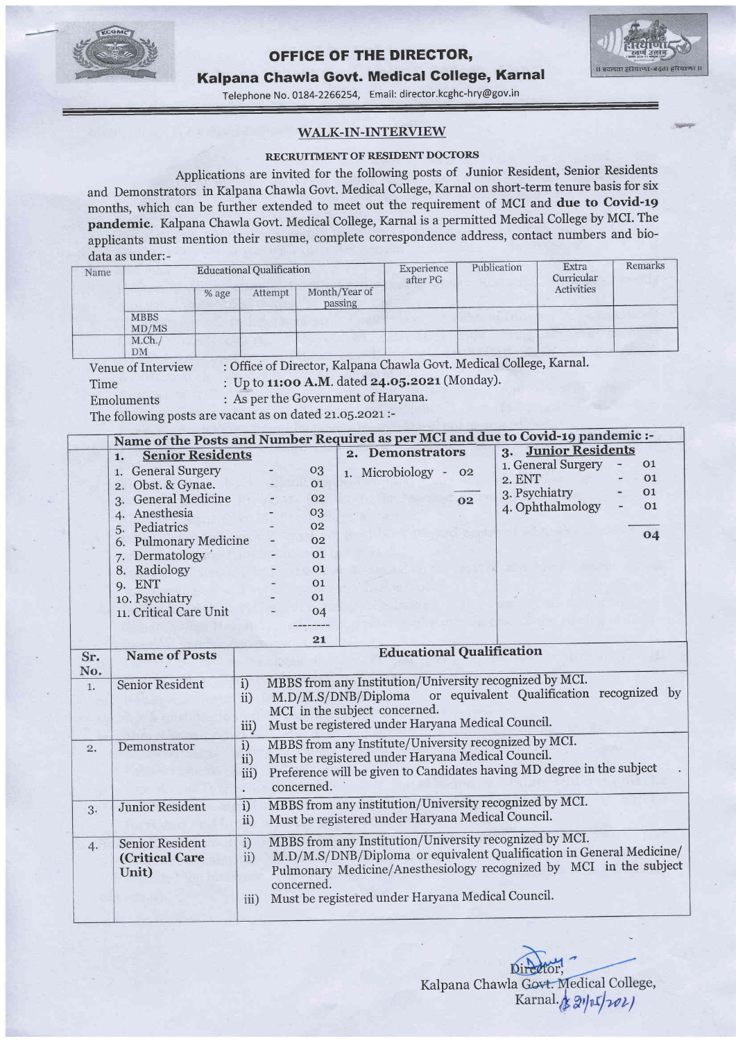# OFFICE OF THE DIRECTOR,

## Kalpana Chawla Govt. Medical College, Karnal

Telephone No. 0184-2266254, Email: director.kcghc-hry@gov.in

### WALK-IN-INTERVIEW

**RECRUITMENT OF RESIDENT DOCTORS**

Applications are invited for the following posts of Junior Resident, Senior Residents and Demonstrators in Kalpana Chawla Govt. Medical College, Karnal on short-term tenure basis for six months, which can be further extended to meet out the requirement of MCI and **due to Covid-19 pandemic**. Kalpana Chawla Govt. Medical College, Karnal is a permitted Medical College by MCI. The applicants must mention their resume, complete correspondence address, contact numbers and bio-data as under:-

| Name | Educational Qualification | | | | Experience after PG | Publication | Extra Curricular Activities | Remarks |
|---|---|---|---|---|---|---|---|---|
| | | % age | Attempt | Month/Year of passing | | | | |
| | MBBS MD/MS | | | | | | | |
| | M.Ch./ DM | | | | | | | |

Venue of Interview : Office of Director, Kalpana Chawla Govt. Medical College, Karnal.

Time : Up to **11:00 A.M.** dated **24.05.2021** (Monday).

Emoluments : As per the Government of Haryana.

The following posts are vacant as on dated 21.05.2021 :-

**Name of the Posts and Number Required as per MCI and due to Covid-19 pandemic :-**

| 1. Senior Residents | | 2. Demonstrators | | 3. Junior Residents | |
|---|---|---|---|---|---|
| 1. General Surgery | 03 | 1. Microbiology | 02 | 1. General Surgery | 01 |
| 2. Obst. & Gynae. | 01 | | | 2. ENT | 01 |
| 3. General Medicine | 02 | | | 3. Psychiatry | 01 |
| 4. Anesthesia | 03 | | | 4. Ophthalmology | 01 |
| 5. Pediatrics | 02 | | | | |
| 6. Pulmonary Medicine | 02 | | | | |
| 7. Dermatology | 01 | | | | |
| 8. Radiology | 01 | | | | |
| 9. ENT | 01 | | | | |
| 10. Psychiatry | 01 | | | | |
| 11. Critical Care Unit | 04 | | | | |
| **Total** | **21** | | **02** | | **04** |

| Sr. No. | Name of Posts | Educational Qualification |
|---|---|---|
| 1. | Senior Resident | i) MBBS from any Institution/University recognized by MCI.<br>ii) M.D/M.S/DNB/Diploma or equivalent Qualification recognized by MCI in the subject concerned.<br>iii) Must be registered under Haryana Medical Council. |
| 2. | Demonstrator | i) MBBS from any Institute/University recognized by MCI.<br>ii) Must be registered under Haryana Medical Council.<br>iii) Preference will be given to Candidates having MD degree in the subject concerned. |
| 3. | Junior Resident | i) MBBS from any institution/University recognized by MCI.<br>ii) Must be registered under Haryana Medical Council. |
| 4. | Senior Resident **(Critical Care Unit)** | i) MBBS from any Institution/University recognized by MCI.<br>ii) M.D/M.S/DNB/Diploma or equivalent Qualification in General Medicine/ Pulmonary Medicine/Anesthesiology recognized by MCI in the subject concerned.<br>iii) Must be registered under Haryana Medical Council. |

Director,
Kalpana Chawla Govt. Medical College,
Karnal. 21/05/2021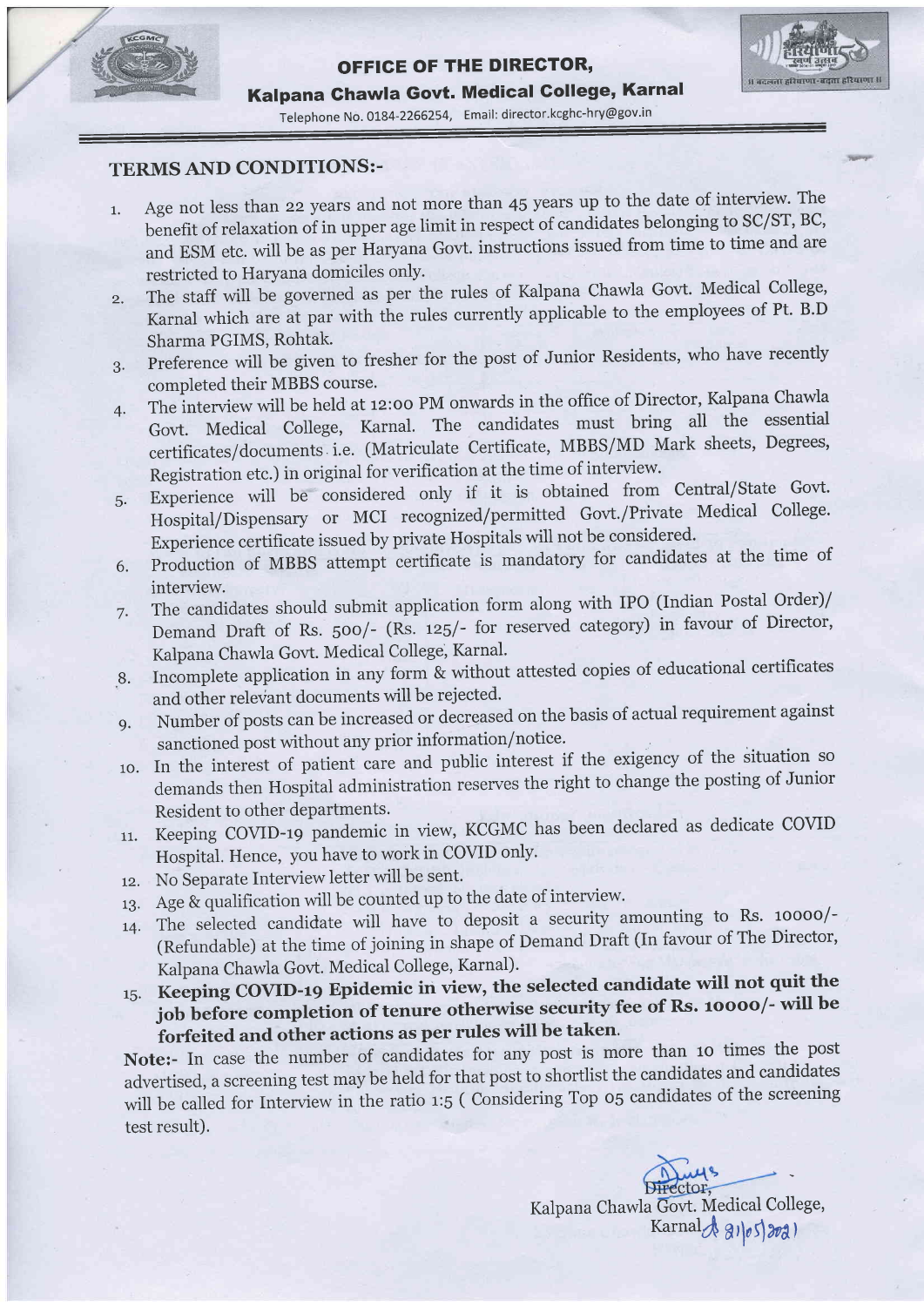**OFFICE OF THE DIRECTOR,**

**Kalpana Chawla Govt. Medical College, Karnal**

Telephone No. 0184-2266254, Email: director.kcghc-hry@gov.in

## TERMS AND CONDITIONS:-

1. Age not less than 22 years and not more than 45 years up to the date of interview. The benefit of relaxation of in upper age limit in respect of candidates belonging to SC/ST, BC, and ESM etc. will be as per Haryana Govt. instructions issued from time to time and are restricted to Haryana domiciles only.
2. The staff will be governed as per the rules of Kalpana Chawla Govt. Medical College, Karnal which are at par with the rules currently applicable to the employees of Pt. B.D Sharma PGIMS, Rohtak.
3. Preference will be given to fresher for the post of Junior Residents, who have recently completed their MBBS course.
4. The interview will be held at 12:00 PM onwards in the office of Director, Kalpana Chawla Govt. Medical College, Karnal. The candidates must bring all the essential certificates/documents i.e. (Matriculate Certificate, MBBS/MD Mark sheets, Degrees, Registration etc.) in original for verification at the time of interview.
5. Experience will be considered only if it is obtained from Central/State Govt. Hospital/Dispensary or MCI recognized/permitted Govt./Private Medical College. Experience certificate issued by private Hospitals will not be considered.
6. Production of MBBS attempt certificate is mandatory for candidates at the time of interview.
7. The candidates should submit application form along with IPO (Indian Postal Order)/ Demand Draft of Rs. 500/- (Rs. 125/- for reserved category) in favour of Director, Kalpana Chawla Govt. Medical College, Karnal.
8. Incomplete application in any form & without attested copies of educational certificates and other relevant documents will be rejected.
9. Number of posts can be increased or decreased on the basis of actual requirement against sanctioned post without any prior information/notice.
10. In the interest of patient care and public interest if the exigency of the situation so demands then Hospital administration reserves the right to change the posting of Junior Resident to other departments.
11. Keeping COVID-19 pandemic in view, KCGMC has been declared as dedicate COVID Hospital. Hence, you have to work in COVID only.
12. No Separate Interview letter will be sent.
13. Age & qualification will be counted up to the date of interview.
14. The selected candidate will have to deposit a security amounting to Rs. 10000/- (Refundable) at the time of joining in shape of Demand Draft (In favour of The Director, Kalpana Chawla Govt. Medical College, Karnal).
15. **Keeping COVID-19 Epidemic in view, the selected candidate will not quit the job before completion of tenure otherwise security fee of Rs. 10000/- will be forfeited and other actions as per rules will be taken.**

**Note:-** In case the number of candidates for any post is more than 10 times the post advertised, a screening test may be held for that post to shortlist the candidates and candidates will be called for Interview in the ratio 1:5 ( Considering Top 05 candidates of the screening test result).

Director,
Kalpana Chawla Govt. Medical College,
Karnal 31/05/2021